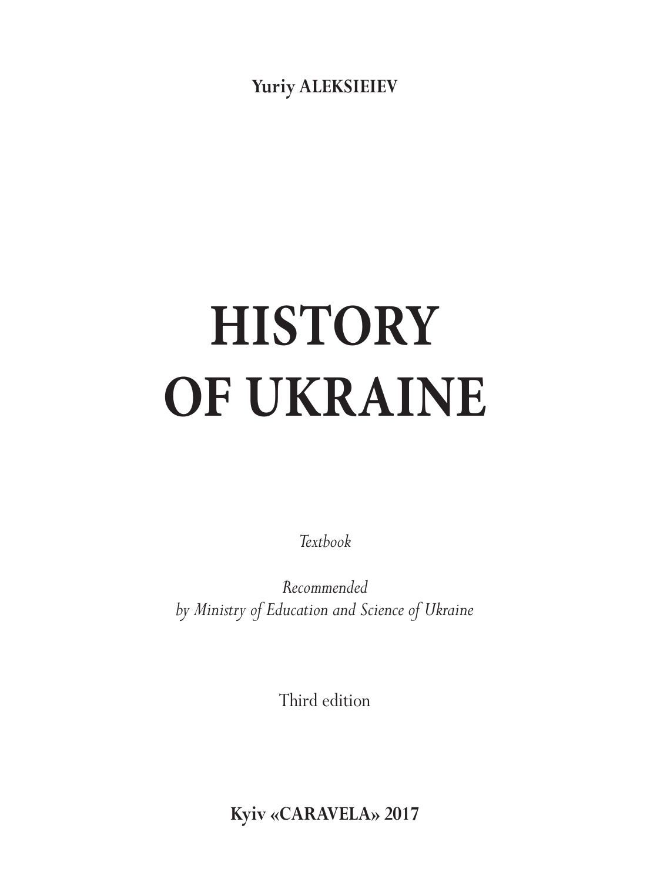**Yuriy ALEKSIEIEV**

# HISTORY OF UKRAINE

*Textbook*

*Recommended*
*by Ministry of Education and Science of Ukraine*

Third edition

**Kyiv «CARAVELA» 2017**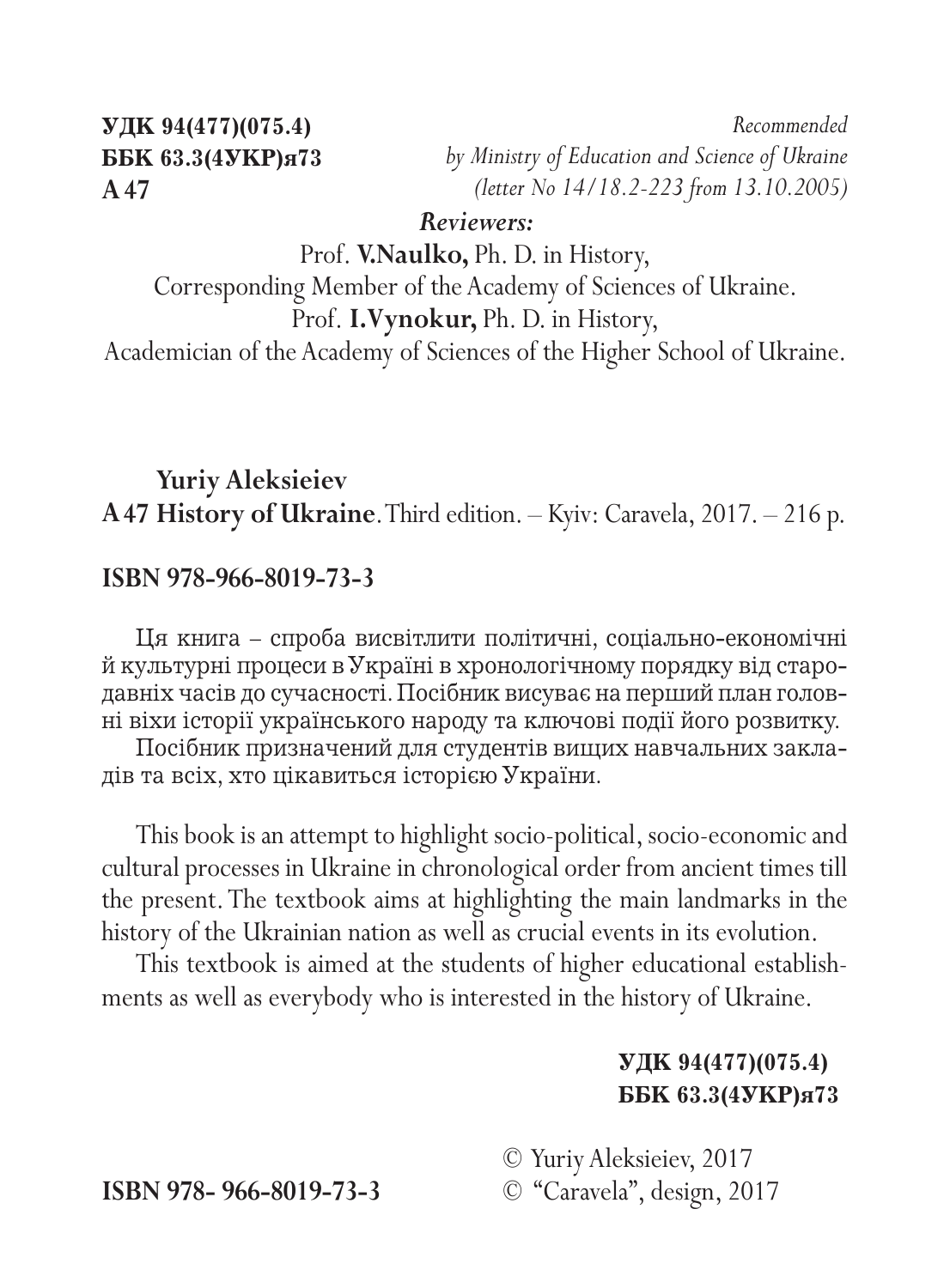**УДК 94(477)(075.4)**
**ББК 63.3(4УКР)я73**
**A 47**

*Recommended*
*by Ministry of Education and Science of Ukraine*
*(letter No 14/18.2-223 from 13.10.2005)*

***Reviewers:***

Prof. **V.Naulko,** Ph. D. in History,
Corresponding Member of the Academy of Sciences of Ukraine.
Prof. **I.Vynokur,** Ph. D. in History,
Academician of the Academy of Sciences of the Higher School of Ukraine.

**Yuriy Aleksieiev**
**A 47 History of Ukraine**. Third edition. – Kyiv: Caravela, 2017. – 216 p.

**ISBN 978-966-8019-73-3**

Ця книга – спроба висвітлити політичні, соціально-економічні й культурні процеси в Україні в хронологічному порядку від стародавніх часів до сучасності. Посібник висуває на перший план головні віхи історії українського народу та ключові події його розвитку.

Посібник призначений для студентів вищих навчальних закладів та всіх, хто цікавиться історією України.

This book is an attempt to highlight socio-political, socio-economic and cultural processes in Ukraine in chronological order from ancient times till the present. The textbook aims at highlighting the main landmarks in the history of the Ukrainian nation as well as crucial events in its evolution.

This textbook is aimed at the students of higher educational establishments as well as everybody who is interested in the history of Ukraine.

**УДК 94(477)(075.4)**
**ББК 63.3(4УКР)я73**

**ISBN 978- 966-8019-73-3**

© Yuriy Aleksieiev, 2017
© "Caravela", design, 2017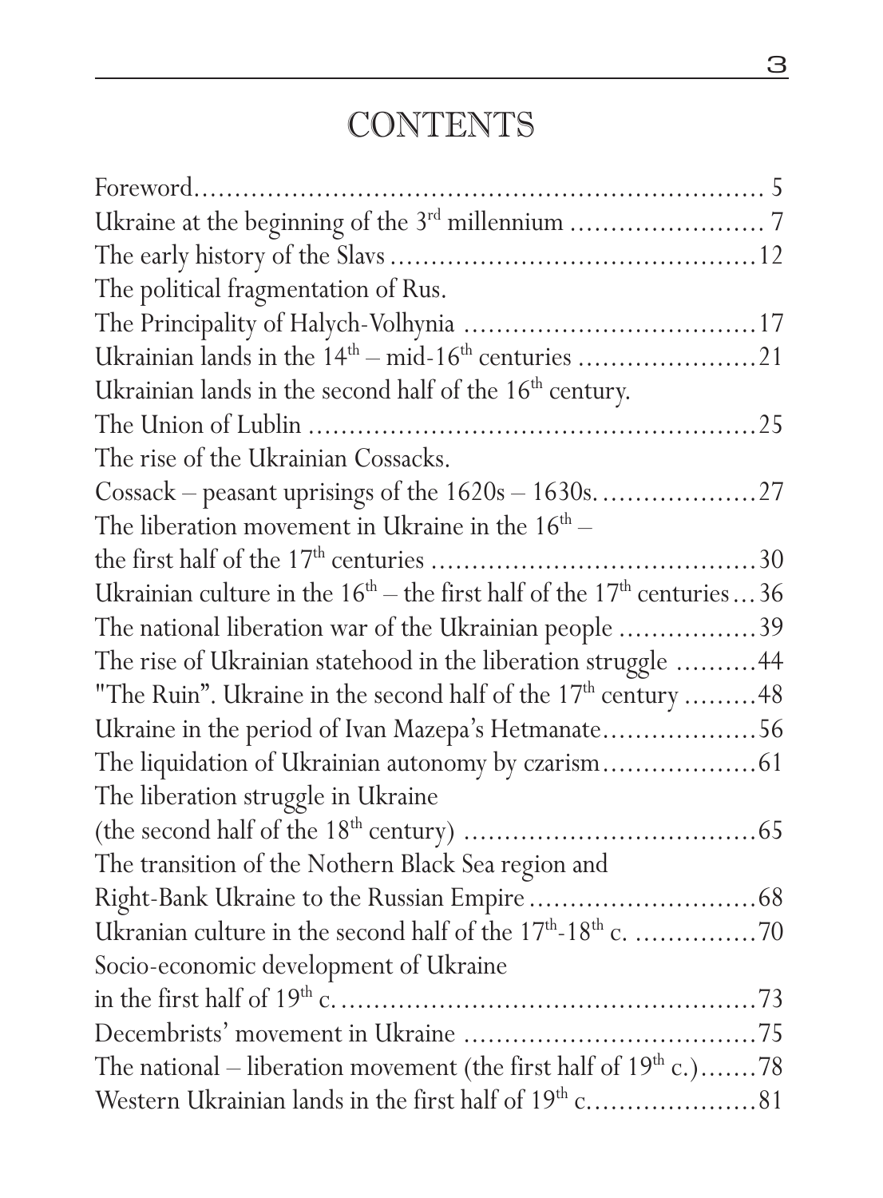# CONTENTS

Foreword .......................................................................... 5

Ukraine at the beginning of the 3rd millennium ........................ 7

The early history of the Slavs ............................................... 12

The political fragmentation of Rus.
The Principality of Halych-Volhynia ..................................... 17

Ukrainian lands in the 14th – mid-16th centuries ...................... 21

Ukrainian lands in the second half of the 16th century.
The Union of Lublin ........................................................... 25

The rise of the Ukrainian Cossacks.
Cossack – peasant uprisings of the 1620s – 1630s. .................. 27

The liberation movement in Ukraine in the 16th –
the first half of the 17th centuries ......................................... 30

Ukrainian culture in the 16th – the first half of the 17th centuries ... 36

The national liberation war of the Ukrainian people ................. 39

The rise of Ukrainian statehood in the liberation struggle .......... 44

"The Ruin". Ukraine in the second half of the 17th century ......... 48

Ukraine in the period of Ivan Mazepa's Hetmanate ................... 56

The liquidation of Ukrainian autonomy by czarism ................... 61

The liberation struggle in Ukraine
(the second half of the 18th century) ..................................... 65

The transition of the Nothern Black Sea region and
Right-Bank Ukraine to the Russian Empire ............................ 68

Ukranian culture in the second half of the 17th-18th c. ............... 70

Socio-economic development of Ukraine
in the first half of 19th c. .................................................... 73

Decembrists' movement in Ukraine ....................................... 75

The national – liberation movement (the first half of 19th c.) ....... 78

Western Ukrainian lands in the first half of 19th c. ..................... 81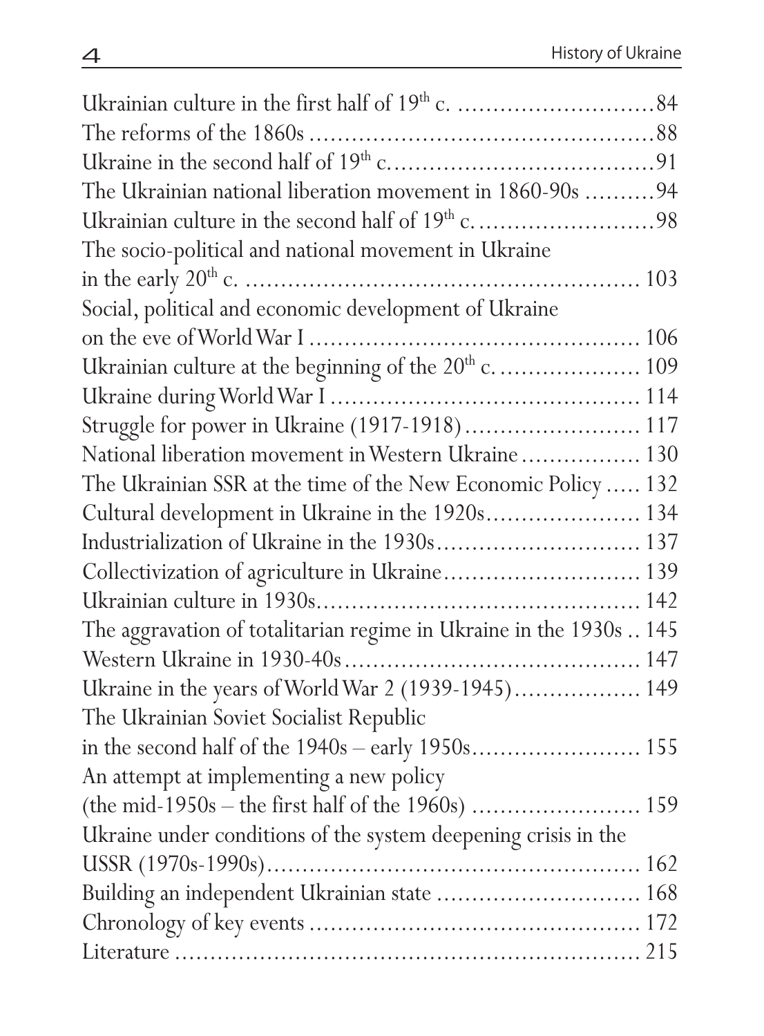Ukrainian culture in the first half of 19th c. ............................84
The reforms of the 1860s ................................................88
Ukraine in the second half of 19th c.....................................91
The Ukrainian national liberation movement in 1860-90s .........94
Ukrainian culture in the second half of 19th c..........................98
The socio-political and national movement in Ukraine
in the early 20th c. ...................................................... 103
Social, political and economic development of Ukraine
on the eve of World War I .............................................. 106
Ukrainian culture at the beginning of the 20th c. .................... 109
Ukraine during World War I ........................................... 114
Struggle for power in Ukraine (1917-1918) ......................... 117
National liberation movement in Western Ukraine ................ 130
The Ukrainian SSR at the time of the New Economic Policy ..... 132
Cultural development in Ukraine in the 1920s...................... 134
Industrialization of Ukraine in the 1930s............................ 137
Collectivization of agriculture in Ukraine............................ 139
Ukrainian culture in 1930s............................................. 142
The aggravation of totalitarian regime in Ukraine in the 1930s .. 145
Western Ukraine in 1930-40s .......................................... 147
Ukraine in the years of World War 2 (1939-1945).................. 149
The Ukrainian Soviet Socialist Republic
in the second half of the 1940s – early 1950s........................ 155
An attempt at implementing a new policy
(the mid-1950s – the first half of the 1960s) ........................ 159
Ukraine under conditions of the system deepening crisis in the
USSR (1970s-1990s)..................................................... 162
Building an independent Ukrainian state ............................ 168
Chronology of key events ............................................... 172
Literature ................................................................. 215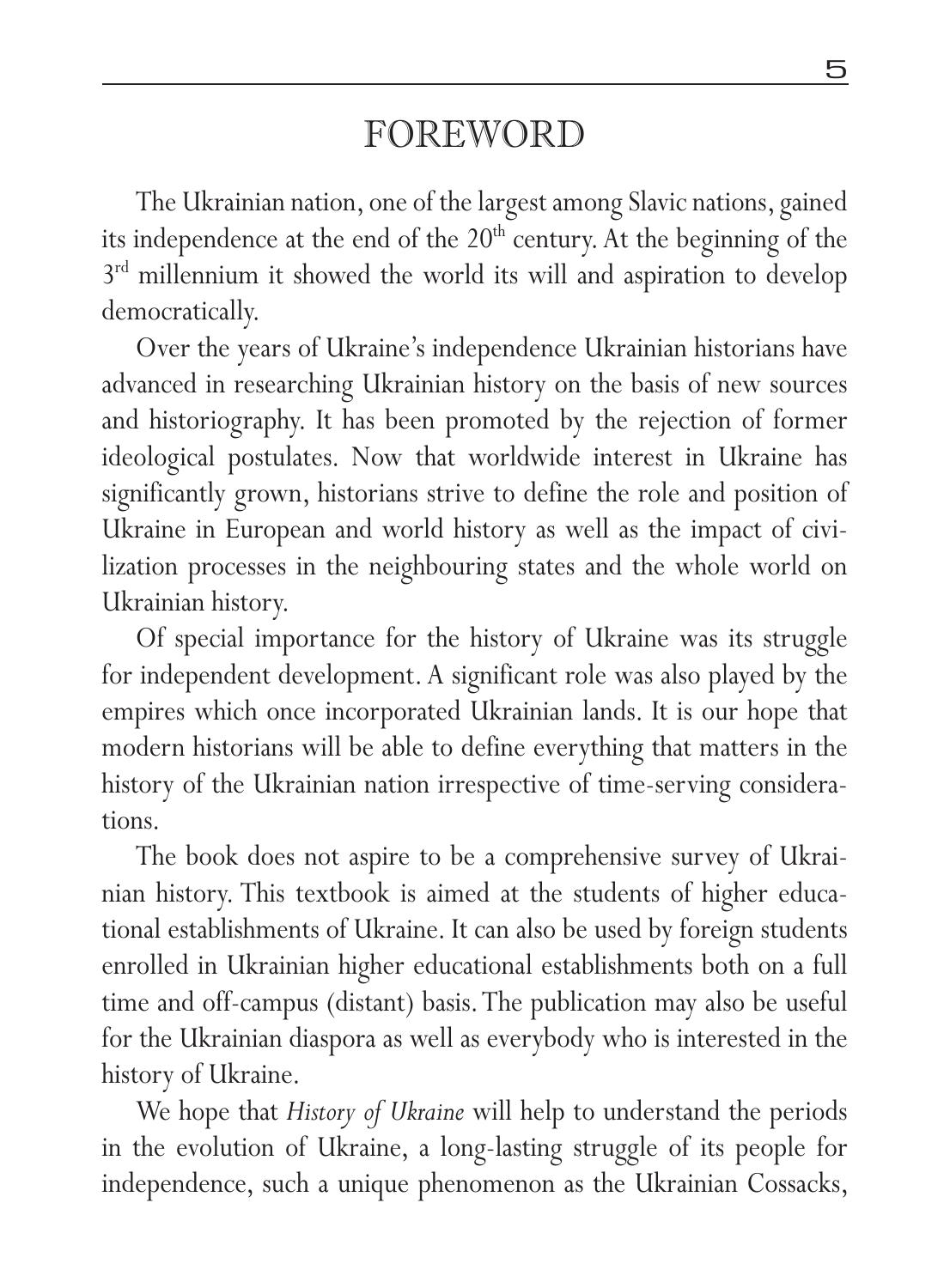# FOREWORD

The Ukrainian nation, one of the largest among Slavic nations, gained its independence at the end of the 20th century. At the beginning of the 3rd millennium it showed the world its will and aspiration to develop democratically.

Over the years of Ukraine's independence Ukrainian historians have advanced in researching Ukrainian history on the basis of new sources and historiography. It has been promoted by the rejection of former ideological postulates. Now that worldwide interest in Ukraine has significantly grown, historians strive to define the role and position of Ukraine in European and world history as well as the impact of civilization processes in the neighbouring states and the whole world on Ukrainian history.

Of special importance for the history of Ukraine was its struggle for independent development. A significant role was also played by the empires which once incorporated Ukrainian lands. It is our hope that modern historians will be able to define everything that matters in the history of the Ukrainian nation irrespective of time-serving considerations.

The book does not aspire to be a comprehensive survey of Ukrainian history. This textbook is aimed at the students of higher educational establishments of Ukraine. It can also be used by foreign students enrolled in Ukrainian higher educational establishments both on a full time and off-campus (distant) basis. The publication may also be useful for the Ukrainian diaspora as well as everybody who is interested in the history of Ukraine.

We hope that *History of Ukraine* will help to understand the periods in the evolution of Ukraine, a long-lasting struggle of its people for independence, such a unique phenomenon as the Ukrainian Cossacks,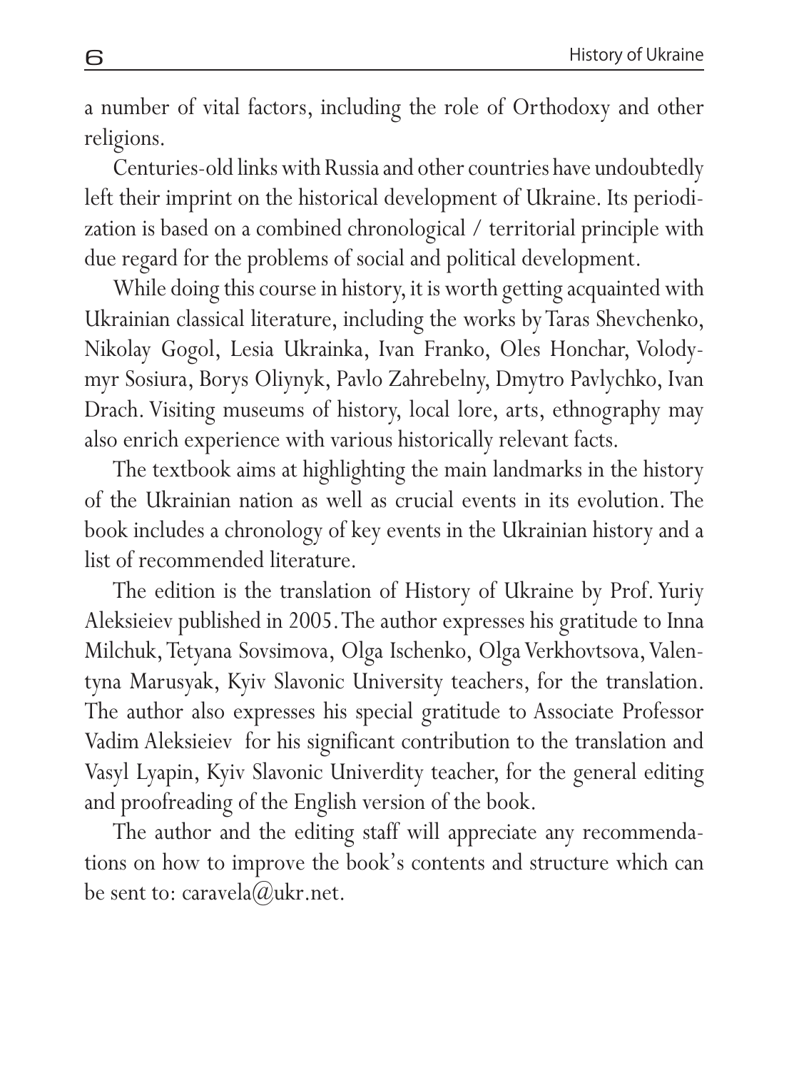a number of vital factors, including the role of Orthodoxy and other religions.

Centuries-old links with Russia and other countries have undoubtedly left their imprint on the historical development of Ukraine. Its periodization is based on a combined chronological / territorial principle with due regard for the problems of social and political development.

While doing this course in history, it is worth getting acquainted with Ukrainian classical literature, including the works by Taras Shevchenko, Nikolay Gogol, Lesia Ukrainka, Ivan Franko, Oles Honchar, Volodymyr Sosiura, Borys Oliynyk, Pavlo Zahrebelny, Dmytro Pavlychko, Ivan Drach. Visiting museums of history, local lore, arts, ethnography may also enrich experience with various historically relevant facts.

The textbook aims at highlighting the main landmarks in the history of the Ukrainian nation as well as crucial events in its evolution. The book includes a chronology of key events in the Ukrainian history and a list of recommended literature.

The edition is the translation of History of Ukraine by Prof. Yuriy Aleksieiev published in 2005. The author expresses his gratitude to Inna Milchuk, Tetyana Sovsimova, Olga Ischenko, Olga Verkhovtsova, Valentyna Marusyak, Kyiv Slavonic University teachers, for the translation. The author also expresses his special gratitude to Associate Professor Vadim Aleksieiev for his significant contribution to the translation and Vasyl Lyapin, Kyiv Slavonic Univerdity teacher, for the general editing and proofreading of the English version of the book.

The author and the editing staff will appreciate any recommendations on how to improve the book's contents and structure which can be sent to: caravela@ukr.net.